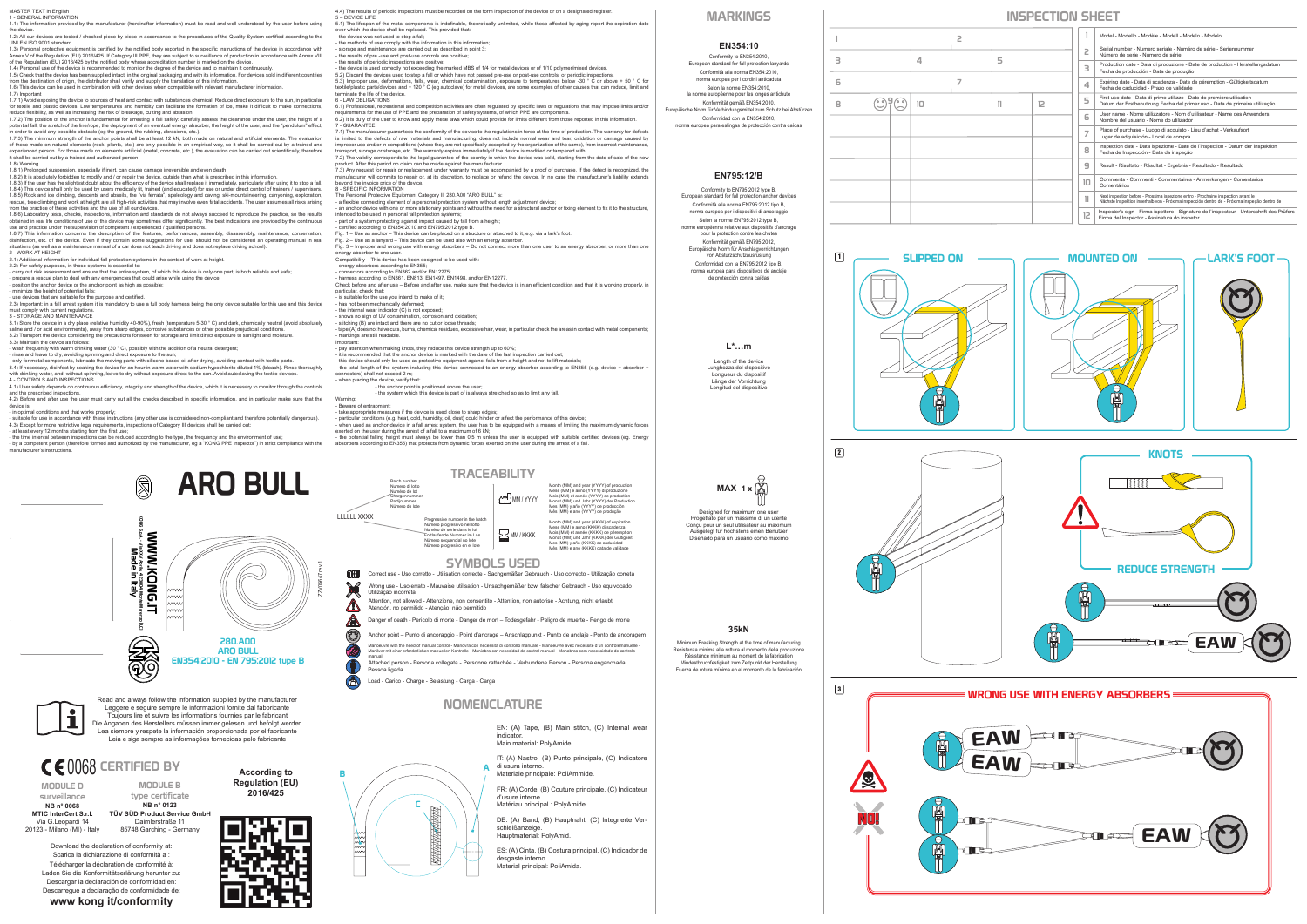MASTER TEXT in English

1 - GENERAL INFORMATION

1.1) The information provided by the manufacturer (hereinafter information) must be read and well understood by the user before using the device.

1.2) All our devices are tested / checked piece by piece in accordance to the procedures of the Quality System certified according to the UNI EN ISO 9001 standard.

1.3) Personal protective equipment is certified by the notified body reported in the specific instructions of the device in accordance with Annex V of the Regulation (EU) 2016/425. If Category III PPE, they are subject to surveillance of production in accordance with Annex VIII of the Regulation (EU) 2016/425 by the notified body whose accreditation number is marked on the device.

1.4) Repeated use of the device is recommended to monitor the degree of the device and to maintain it continuously.

1.5) Check that the device has been supplied intact, in the original packaging and with its information. For devices sold in different countries from the destination of origin, the distributor shall verify and supply the translation of this information.

1.6) This device can be used in combination with other devices when compatible with relevant manufacturer information.

1.7) Important

1.7.1) Avoid exposing the device to sources of heat and contact with substances chemical. Reduce direct exposure to the sun, in particular for textile and plastic devices. Low temperatures and humidity can facilitate the formation of ice, make it difficult to move connections, reduce flexibility, as well as increasing the risk of breakage, cutting and abrasion.

1.7.2) The position of the anchor is fundamental for arresting a fall safely: carefully assess the clearance under the user, the height of a potential fall, the stretch of the line/rope, the deployment of an eventual energy absorber, the height of the user, and the "pendulum" effect, in order to avoid any possible obstacle (eg the ground, the rubbing, abrasions, etc.).

1.7.3) The minimum strength of the anchor points shall be at least 12 kN, both made on natural and artificial elements. The evaluation of those made on natural elements (rock, plants, etc.) are only possible in an empirical way, so it shall be carried out by a trained and experienced person. For those made on elements artificial (metal, concrete, etc.), the evaluation can be carried out scientifically, therefore it shall be carried out by a trained and authorized person.

1.8) Warning

1.8.1) Prolonged suspension, especially if inert, can cause damage irreversible and even death.

1.8.2) It is absolutely forbidden to modify and / or repair the device, outside than what is prescribed in this information.

1.8.3) If the user has the slightest doubt about the efficiency of the device shall replace it immediately, particularly after using it to stop a fall.

1.8.4) This device shall only be used by users medically fit, trained (and educated) for use or under direct control of trainers / supervisors.

1.8.5) Rock and ice climbing, descents and abseils, the "via ferrata", speleology and caving, ski-mountaineering, canyoning, exploration, rescue, tree climbing and work at height are all high-risk activities that may involve even fatal accidents. The user assumes all risks arising from the practice of these activities and the use of all our devices.

1.8.6) Laboratory tests, checks, inspections, information and standards do not always succeed to reproduce the practice, so the results obtained in real life conditions of use of the device may sometimes differ significantly. The best indications are provided by the continuous use and practice under the supervision of competent / experienced / qualified persons.

1.8.7) This information concerns the description of the features, performances, assembly, disassembly, maintenance, conservation, disinfection, etc. of the device. Even if they contain some suggestions for use, should not be considered an operating manual in real situations (as well as a maintenance manual of a car does not teach driving and does not replace driving school).

2 - WORK AT HEIGHT

2.1) Additional information for individual fall protection systems in the context of work at height.

2.2) For safety purposes, in these systems is essential to:
- carry out risk assessment and ensure that the entire system, of which this device is only one part, is both reliable and safe;
- prepare a rescue plan to deal with any emergencies that could arise while using the device;
- position the anchor device or the anchor point as high as possible;
- minimize the height of potential falls;
- use devices that are suitable for the purpose and certified.

2.3) Important: in a fall arrest system it is mandatory to use a full body harness being the only device suitable for this use and this device must comply with current regulations.

3 - STORAGE AND MAINTENANCE

3.1) Store the device in a dry place (relative humidity 40-90%), fresh (temperature 5-30 ° C) and dark, chemically neutral (avoid absolutely saline and / or acid environments), away from sharp edges, corrosive substances or other possible prejudicial conditions.

3.2) Transport the device considering the precautions foreseen for storage and limit direct exposure to sunlight and moisture.

3.3) Maintain the device as follows:
- wash frequently with warm drinking water (30 ° C), possibly with the addition of a neutral detergent;
- rinse and leave to dry, avoiding spinning and direct exposure to the sun;
- only for metal components, lubricate the moving parts with silicone-based oil after drying, avoiding contact with textile parts.

3.4) If necessary, disinfect by soaking the device for an hour in warm water with sodium hypochlorite diluted 1% (bleach). Rinse thoroughly with drinking water, and, without spinning, leave to dry without exposing direct to the sun. Avoid autoclaving the textile devices.

4 - CONTROLS AND INSPECTIONS

4.1) User safety depends on continuous efficiency, integrity and strength of the device, which it is necessary to monitor through the controls and the prescribed inspections.

4.2) Before and after use the user must carry out all the checks described in specific information, and in particular make sure that the device is:
- in optimal conditions and that works properly;
- suitable for use in accordance with these instructions (any other use is considered non-compliant and therefore potentially dangerous).

4.3) Except for more restrictive legal requirements, inspections of Category III devices shall be carried out:
- at least every 12 months starting from the first use;
- the time interval between inspections can be reduced according to the type, the frequency and the environment of use;
- by a competent person (therefore formed and authorized by the manufacturer, eg a "KONG PPE Inspector") in strict compliance with the manufacturer's instructions.

4.4) The results of periodic inspections must be recorded on the form inspection of the device or on a designated register.

5 - DEVICE LIFE

5.1) The lifespan of the metal components is indefinable, theoretically unlimited, while those affected by aging report the expiration date over which the device shall be replaced. This provided that:
- the device was not used to stop a fall;
- the methods of use comply with the information in this information;
- storage and maintenance are carried out as described in point 3;
- the results of pre -use and post-use controls are positive;
- the results of periodic inspections are positive;
- the device is used correctly not exceeding the marked MBS of 1/4 for metal devices or of 1/10 polymerimised devices.

5.2) Discard the devices used to stop a fall or which have not passed pre-use or post-use controls, or periodic inspections.

5.3) Improper use, deformations, falls, wear, chemical contamination, exposure to temperatures below -30 ° C or above + 50 ° C for textile/plastic parts/devices and + 120 ° C (eg autoclave) for metal devices, are some examples of other causes that can reduce, limit and terminate the life of the device.

6 - LAW OBLIGATIONS

6.1) Professional, recreational and competition activities are often regulated by specific laws or regulations that may impose limits and/or requirements for the use of PPE and the preparation of safety systems, of which PPE are components.

6.2) It is duty of the user to know and apply these laws which could provide for limits different from those reported in this information.

7 - GUARANTEE

7.1) The manufacturer guarantees the conformity of the device to the regulations in force at the time of production. The warranty for defects is limited to the defects of raw materials and manufacturing, does not include normal wear and tear, oxidation or damage caused by improper use and/or in competitions (where they are not specifically accepted by the guarantee of the device), from incorrect maintenance, transport, storage or storage, etc. The warranty expires immediately if the device is modified or tampered with.

7.2) The validity corresponds to the legal guarantee of the country in which the device was sold, starting from the date of sale of the new product. After this period no claim can be made against the manufacturer.

7.3) Any request for repair or replacement under warranty must be accompanied by a proof of purchase. If the defect is recognized, the manufacturer will commits to repair or, at its discretion, to replace or refund the device. In no case the manufacturer's liability extends beyond the invoice price of the device.

8 - SPECIFIC INFORMATION

The Personal Protective Equipment Category III 280.A00 "ARO BULL" is:
- a flexible connecting element of a personal protection system without length adjustment device;
- an anchor device with one or more stationary points and without the need for a structural anchor or fixing element to fix it to the structure, intended to be used in personal fall protection systems;
- part of a system protecting against impact caused by fall from a height;
- certified according to EN354:2010 and EN795:2012 type B.

Fig. 1 – Use as anchor – This device can be placed on a structure or attached to it, e.g. via a lark's foot.

Fig. 2 – Use as a lanyard – This device can be used also with an energy absorber.

Fig. 3 – Improper and wrong use with energy absorbers – Do not connect more than one user to an energy absorber, or more than one energy absorber to one user.

Compatibility – This device has been designed to be used with:
- energy absorbers according to EN355;
- connectors according to EN362 and/or EN12275;
- harness according to EN361, EN813, EN1497, EN1498, and/or EN12277.

Check before and after use – Before and after use, make sure that the device is in an efficient condition and that it is working properly, in particular, check that:
- is suitable for the use you intend to make of it;
- has not been mechanically deformed;
- the internal wear indicator (C) is not exposed;
- shows no sign of UV contamination, corrosion and oxidation;
- stitching (B) are intact and there are no cut or loose threads;
- tape (A) does not have cuts, burns, chemical residues, excessive hair, wear, in particular check the areas in contact with metal components;
- markings are still readable.

Important:
- pay attention when making knots, they reduce this device strength up to 60%;
- it is recommended that the anchor device is marked with the date of the last inspection carried out;
- this device should only be used as protective equipment against falls from a height and not to lift materials;
- the total length of the system including this device connected to an energy absorber according to EN355 (e.g. device + absorber + connectors) shall not exceed 2 m;
- when placing the device, verify that:
  - the anchor point is positioned above the user;
  - the system which this device is part of is always stretched so as to limit any fall.

Warning:
- Beware of entrapment;
- take appropriate measures if the device is used close to sharp edges;
- particular conditions (e.g. heat, cold, humidity, oil, dust) could hinder or affect the performance of this device;
- when used as anchor device in a fall arrest system, the user has to be equipped with a means of limiting the maximum dynamic forces exerted on the user during the arrest of a fall to a maximum of 6 kN;
- the potential falling height must always be lower than 0.5 m unless the user is equipped with suitable certified devices (eg. Energy absorbers according to EN355) that protects from dynamic forces exerted on the user during the arrest of a fall.

# ARO BULL

280.A00
ARO BULL
EN354:2010 - EN 795:2012 type B

WWW.KONG.IT
Made in Italy

ZZV06641 rev.1

Read and always follow the information supplied by the manufacturer
Leggere e seguire sempre le informazioni fornite dal fabbricante
Toujours lire et suivre les informations fournies par le fabricant
Die Angaben des Herstellers müssen immer gelesen und befolgt werden
Lea siempre y respete la información proporcionada por el fabricante
Leia e siga sempre as informações fornecidas pelo fabricante

## CE 0068 CERTIFIED BY

**MODULE D** surveillance
NB n° 0068
MTIC InterCert S.r.l.
Via G.Leopardi 14
20123 - Milano (MI) - Italy

**MODULE B** type certificate
NB n° 0123
TÜV SÜD Product Service GmbH
Daimlerstraße 11
85748 Garching - Germany

According to Regulation (EU) 2016/425

Download the declaration of conformity at:
Scarica la dichiarazione di conformità a :
Télécharger la déclaration de conformité à:
Laden Sie die Konformitätserklärung herunter zu:
Descargar la declaración de conformidad en:
Descarregue a declaração de conformidade de:
**www kong it/conformity**

## TRACEABILITY

LLLLLL XXXX

Batch number / Numero di lotto / Numéro de lot / Chargennummer / Partijnummer / Número de lote

Progressive number in the batch / Numero progressivo nel lotto / Numéro de série dans le lot / Fortlaufende Nummer im Los / Número secuencial no lote / Número progresivo en el lote

MM / YYYY – Month (MM) and year (YYYY) of production / Mese (MM) e anno (YYYY) di produzione / Mois (MM) et année (YYYY) de production / Monat (MM) und Jahr (YYYY) der Produktion / Mes (MM) y año (YYYY) de producción / Mês (MM) e ano (YYYY) de produção

MM / KKKK – Month (MM) and year (KKKK) of expiration / Mese (MM) e anno (KKKK) di scadenza / Mois (MM) et année (KKKK) de péremption / Monat (MM) und Jahr (KKKK) der Gültigkeit / Mes (MM) y año (KKKK) de caducidad / Mês (MM) e ano (KKKK) data de validade

## SYMBOLS USED

- Correct use - Uso corretto - Utilisation correcte - Sachgemäßer Gebrauch - Uso correcto - Utilização correta
- Wrong use - Uso errato - Mauvaise utilisation - Unsachgemäßer bzw. falscher Gebrauch - Uso equivocado Utilização incorreta
- Attention, not allowed - Attenzione, non consentito - Attention, non autorisé - Achtung, nicht erlaubt Atención, no permitido - Atenção, não permitido
- Danger of death - Pericolo di morte - Danger de mort – Todesgefahr - Peligro de muerte - Perigo de morte
- Anchor point – Punto di ancoraggio - Point d'ancrage – Anschlagpunkt - Punto de anclaje - Ponto de ancoragem
- Manoeuvre with the need of manual control - Manovra con necessità di controllo manuale - Manoeuvre avec nécessité d'un contrôlemanuelle - Manöver mit einer erforderlichen manuellen Kontrolle - Maniobra con necesidad de control manual - Manobras com necessidade de controlo manual
- Attached person - Persona collegata - Personne rattachée – Verbundene Person - Persona enganchada Pessoa ligada
- Load - Carico - Charge - Belastung - Carga - Carga

## NOMENCLATURE

EN: (A) Tape, (B) Main stitch, (C) Internal wear indicator.
Main material: PolyAmide.

IT: (A) Nastro, (B) Punto principale, (C) Indicatore di usura interno.
Materiale principale: PoliAmmide.

FR: (A) Corde, (B) Couture principale, (C) Indicateur d'usure interne.
Matériau principal : PolyAmide.

DE: (A) Band, (B) Hauptnaht, (C) Integrierte Verschleißanzeige.
Hauptmaterial: PolyAmid.

ES: (A) Cinta, (B) Costura principal, (C) Indicador de desgaste interno.
Material principal: PoliAmida.

## MARKINGS

### EN354:10

Conformity to EN354:2010,
European standard for fall protection lanyards
Conformità alla norma EN354:2010,
norma europea per i cordini anticaduta
Selon la norme EN354:2010,
la norme européenne pour les longes antichute
Konformität gemäß EN354:2010,
Europäische Norm für Verbindungsmittel zum Schutz bei Abstürzen
Conformidad con la EN354:2010,
norma europea para eslingas de protección contra caídas

### EN795:12/B

Conformity to EN795:2012 type B,
European standard for fall protection anchor devices
Conformità alla norma EN795:2012 tipo B,
norma europea per i dispositivi di ancoraggio
Selon la norme EN795:2012 type B,
norme européenne relative aux dispositifs d'ancrage pour la protection contre les chutes
Konformität gemäß EN795:2012,
Europäische Norm für Anschlagvorrichtungen von Absturzschutzausrüstung
Conformidad con la EN795:2012 tipo B,
norma europea para dispositivos de anclaje de protección contra caídas

### L*...m

Length of the device
Lunghezza del dispositivo
Longueur du dispositif
Länge der Vorrichtung
Longitud del dispositivo

MAX 1 x

Designed for maximum one user
Progettato per un massimo di un utente
Conçu pour un seul utilisateur au maximum
Ausgelegt für höchstens einen Benutzer
Diseñado para un usuario como máximo

### 35kN

Minimum Breaking Strength at the time of manufacturing
Resistenza minima alla rottura al momento della produzione
Résistance minimum au moment de la fabrication
Mindestbruchfestigkeit zum Zeitpunkt der Herstellung
Fuerza de rotura mínima en el momento de la fabricación

## INSPECTION SHEET

| 1 | | 2 | |
|---|---|---|---|
| 3 | 4 | 5 | |
| 6 | | 7 | |
| 8 | 9 | 10 | 11 | 12 |

| No. | Field |
|---|---|
| 1 | Model - Modello - Modèle - Modell - Modelo - Modelo |
| 2 | Serial number - Numero seriale - Numéro de série - Seriennummer Número de serie - Número de série |
| 3 | Production date - Data di produzione - Date de production - Herstellungsdatum Fecha de producción - Data de produção |
| 4 | Expiring date - Data di scadenza - Date de péremption - Gültigkeitsdatum Fecha de caducidad - Prazo de validade |
| 5 | First use date - Data di primo utilizzo - Date de première utilisation Datum der Erstbenutzung Fecha del primer uso - Data da primeira utilização |
| 6 | User name - Nome utilizzatore - Nom d'utilisateur - Name des Anwenders Nombre del usuario - Nome do utilizador |
| 7 | Place of purchase - Luogo di acquisto - Lieu d'achat - Verkaufsort Lugar de adquisición - Local de compra |
| 8 | Inspection date - Data ispezione - Date de l'inspection - Datum der Inspektion Fecha de Inspección - Data da inspeção |
| 9 | Result - Risultato - Résultat - Ergebnis - Resultado - Resultado |
| 10 | Comments - Commenti - Commentaires - Anmerkungen - Comentarios Comentários |
| 11 | Next inspection before - Prossima ispezione entro - Prochaine inspection avant le Nächste Inspektion innerhalb von - Próxima inspección dentro de - Próxima inspeção dentro de |
| 12 | Inspector's sign - Firma ispettore - Signature de l'inspecteur - Unterschrift des Prüfers Firma del Inspector - Assinatura do inspetor |

1 SLIPPED ON — MOUNTED ON — LARK'S FOOT

2 KNOTS — REDUCE STRENGTH — EAW

3 WRONG USE WITH ENERGY ABSORBERS — EAW — NO!